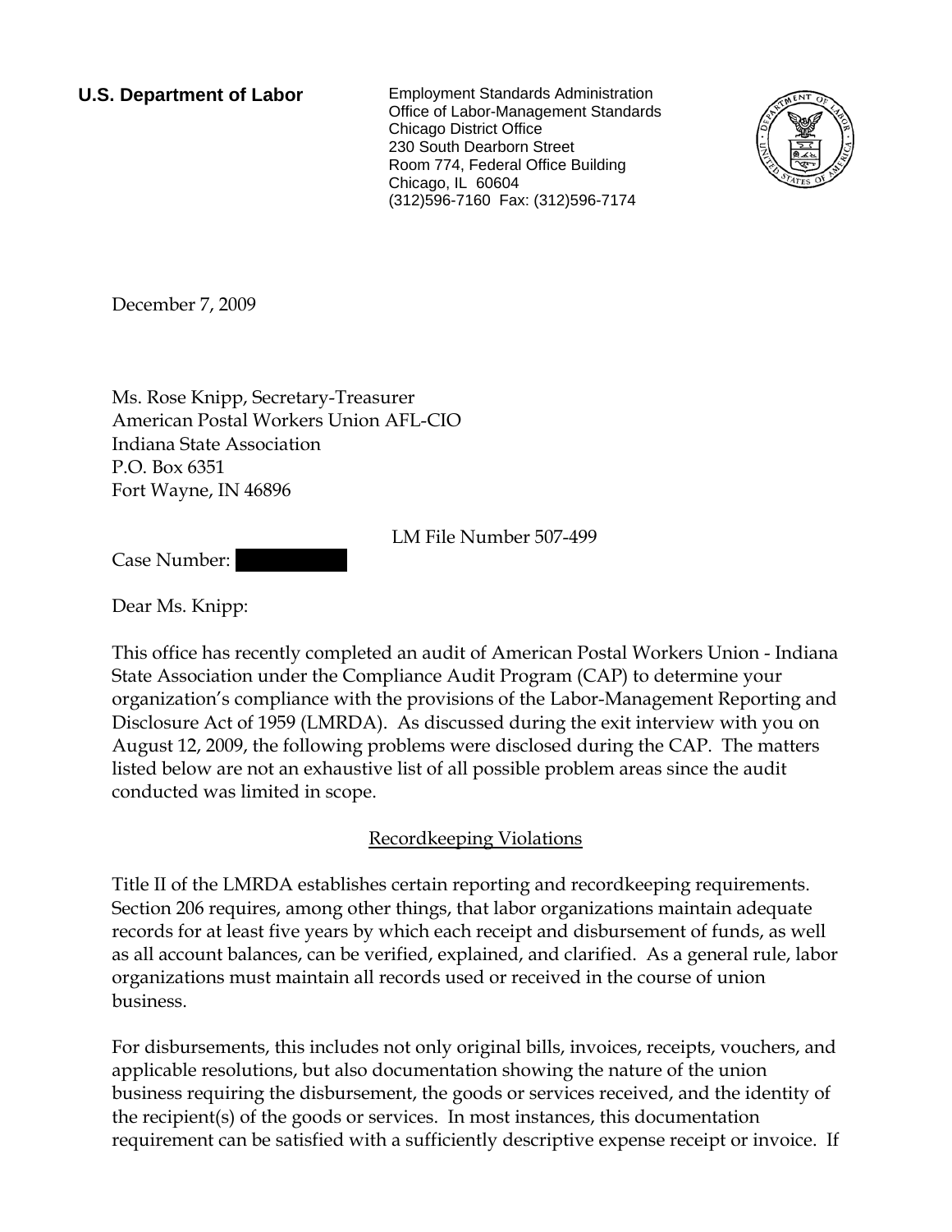**U.S. Department of Labor**

Employment Standards Administration
Office of Labor-Management Standards
Chicago District Office
230 South Dearborn Street
Room 774, Federal Office Building
Chicago, IL 60604
(312)596-7160 Fax: (312)596-7174

December 7, 2009

Ms. Rose Knipp, Secretary-Treasurer
American Postal Workers Union AFL-CIO
Indiana State Association
P.O. Box 6351
Fort Wayne, IN 46896

LM File Number 507-499

Case Number:

Dear Ms. Knipp:

This office has recently completed an audit of American Postal Workers Union - Indiana State Association under the Compliance Audit Program (CAP) to determine your organization's compliance with the provisions of the Labor-Management Reporting and Disclosure Act of 1959 (LMRDA). As discussed during the exit interview with you on August 12, 2009, the following problems were disclosed during the CAP. The matters listed below are not an exhaustive list of all possible problem areas since the audit conducted was limited in scope.

## Recordkeeping Violations

Title II of the LMRDA establishes certain reporting and recordkeeping requirements. Section 206 requires, among other things, that labor organizations maintain adequate records for at least five years by which each receipt and disbursement of funds, as well as all account balances, can be verified, explained, and clarified. As a general rule, labor organizations must maintain all records used or received in the course of union business.

For disbursements, this includes not only original bills, invoices, receipts, vouchers, and applicable resolutions, but also documentation showing the nature of the union business requiring the disbursement, the goods or services received, and the identity of the recipient(s) of the goods or services. In most instances, this documentation requirement can be satisfied with a sufficiently descriptive expense receipt or invoice. If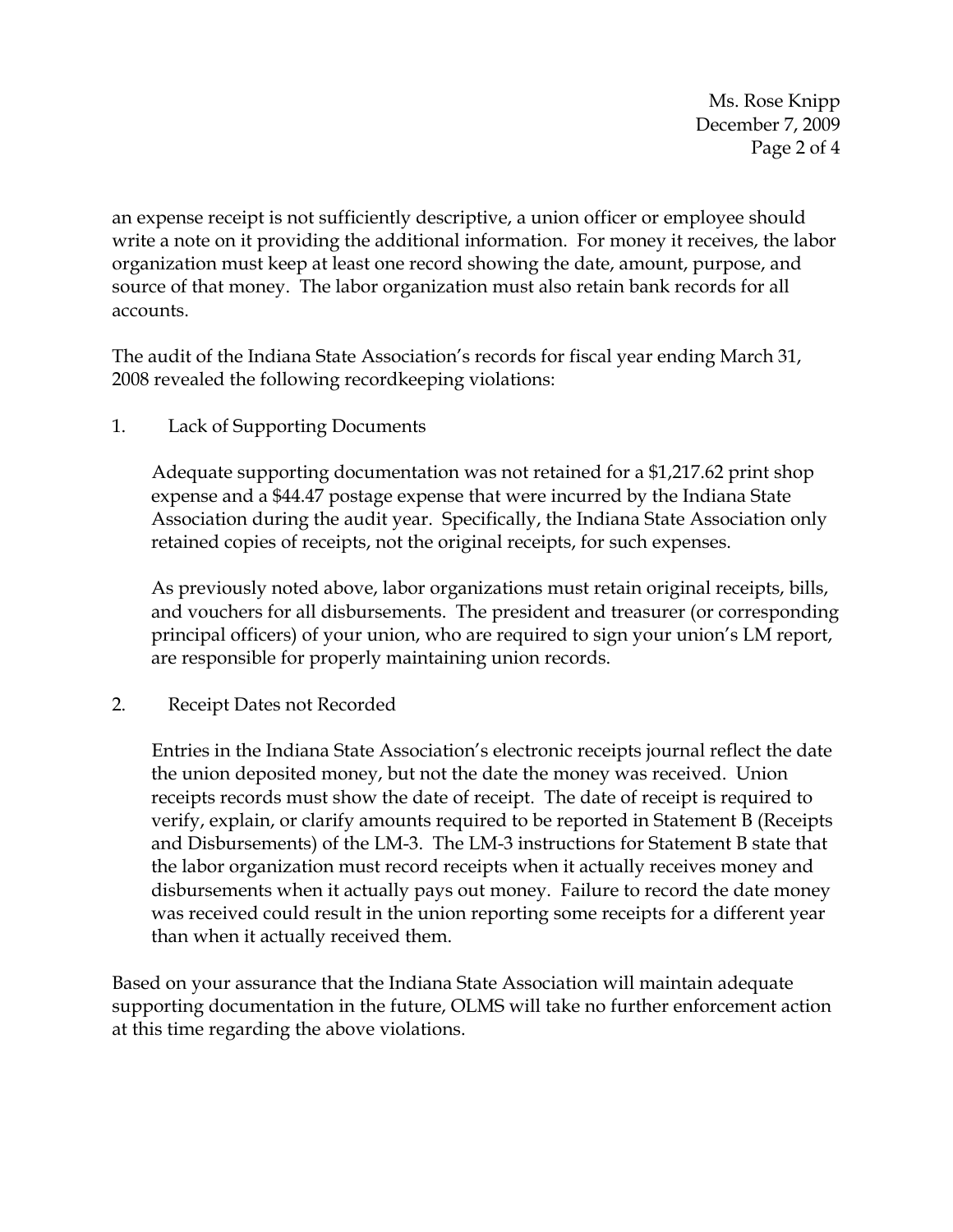an expense receipt is not sufficiently descriptive, a union officer or employee should write a note on it providing the additional information. For money it receives, the labor organization must keep at least one record showing the date, amount, purpose, and source of that money. The labor organization must also retain bank records for all accounts.

The audit of the Indiana State Association's records for fiscal year ending March 31, 2008 revealed the following recordkeeping violations:

1. Lack of Supporting Documents

   Adequate supporting documentation was not retained for a $1,217.62 print shop expense and a $44.47 postage expense that were incurred by the Indiana State Association during the audit year. Specifically, the Indiana State Association only retained copies of receipts, not the original receipts, for such expenses.

   As previously noted above, labor organizations must retain original receipts, bills, and vouchers for all disbursements. The president and treasurer (or corresponding principal officers) of your union, who are required to sign your union's LM report, are responsible for properly maintaining union records.

2. Receipt Dates not Recorded

   Entries in the Indiana State Association's electronic receipts journal reflect the date the union deposited money, but not the date the money was received. Union receipts records must show the date of receipt. The date of receipt is required to verify, explain, or clarify amounts required to be reported in Statement B (Receipts and Disbursements) of the LM-3. The LM-3 instructions for Statement B state that the labor organization must record receipts when it actually receives money and disbursements when it actually pays out money. Failure to record the date money was received could result in the union reporting some receipts for a different year than when it actually received them.

Based on your assurance that the Indiana State Association will maintain adequate supporting documentation in the future, OLMS will take no further enforcement action at this time regarding the above violations.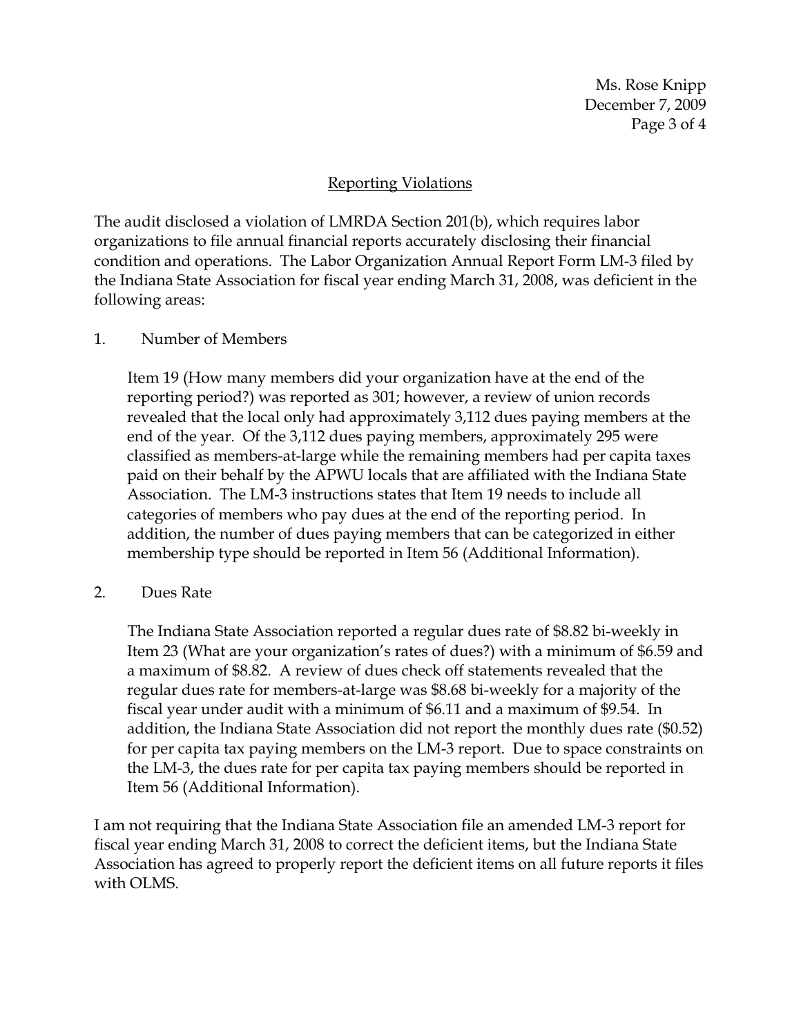## Reporting Violations

The audit disclosed a violation of LMRDA Section 201(b), which requires labor organizations to file annual financial reports accurately disclosing their financial condition and operations. The Labor Organization Annual Report Form LM-3 filed by the Indiana State Association for fiscal year ending March 31, 2008, was deficient in the following areas:

1. Number of Members

   Item 19 (How many members did your organization have at the end of the reporting period?) was reported as 301; however, a review of union records revealed that the local only had approximately 3,112 dues paying members at the end of the year. Of the 3,112 dues paying members, approximately 295 were classified as members-at-large while the remaining members had per capita taxes paid on their behalf by the APWU locals that are affiliated with the Indiana State Association. The LM-3 instructions states that Item 19 needs to include all categories of members who pay dues at the end of the reporting period. In addition, the number of dues paying members that can be categorized in either membership type should be reported in Item 56 (Additional Information).

2. Dues Rate

   The Indiana State Association reported a regular dues rate of $8.82 bi-weekly in Item 23 (What are your organization's rates of dues?) with a minimum of $6.59 and a maximum of $8.82. A review of dues check off statements revealed that the regular dues rate for members-at-large was $8.68 bi-weekly for a majority of the fiscal year under audit with a minimum of $6.11 and a maximum of $9.54. In addition, the Indiana State Association did not report the monthly dues rate ($0.52) for per capita tax paying members on the LM-3 report. Due to space constraints on the LM-3, the dues rate for per capita tax paying members should be reported in Item 56 (Additional Information).

I am not requiring that the Indiana State Association file an amended LM-3 report for fiscal year ending March 31, 2008 to correct the deficient items, but the Indiana State Association has agreed to properly report the deficient items on all future reports it files with OLMS.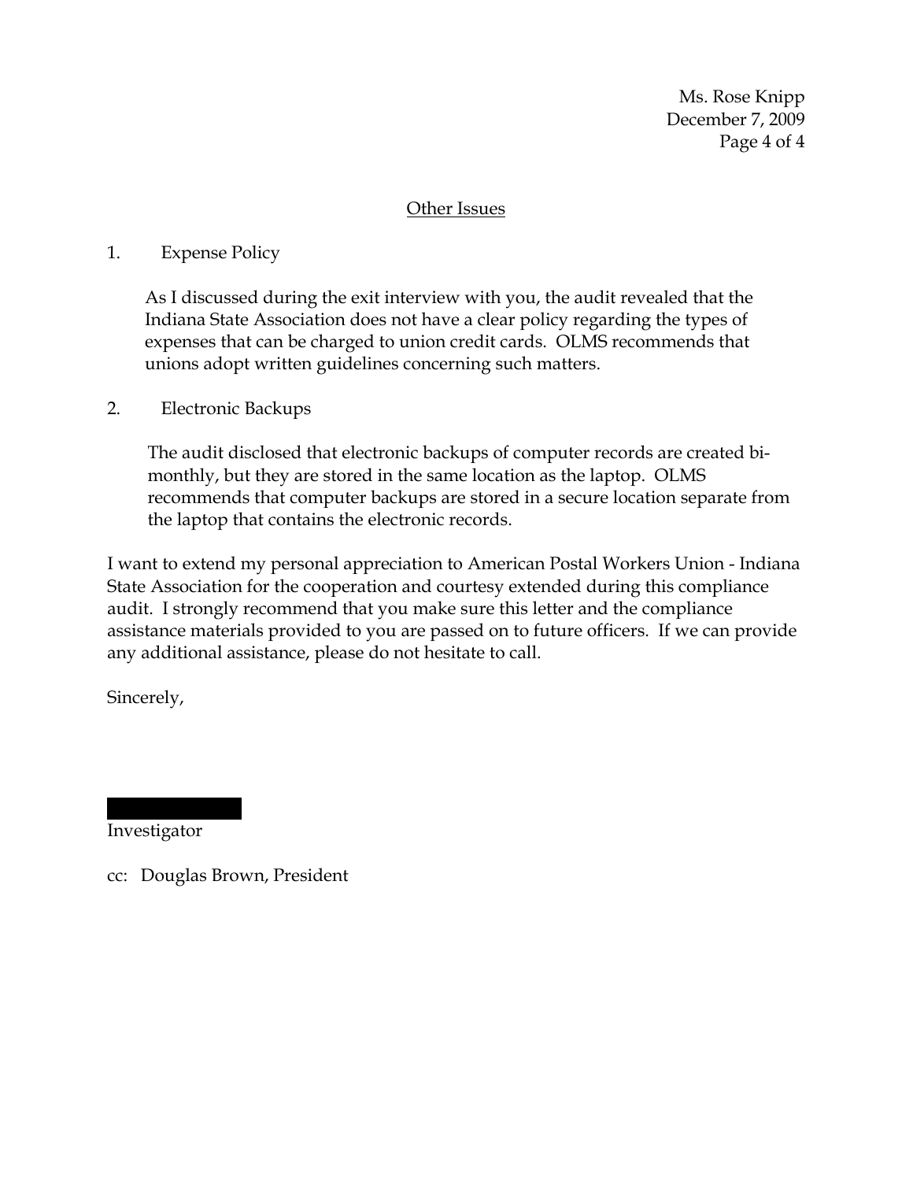## Other Issues

1. Expense Policy

   As I discussed during the exit interview with you, the audit revealed that the Indiana State Association does not have a clear policy regarding the types of expenses that can be charged to union credit cards. OLMS recommends that unions adopt written guidelines concerning such matters.

2. Electronic Backups

   The audit disclosed that electronic backups of computer records are created bi-monthly, but they are stored in the same location as the laptop. OLMS recommends that computer backups are stored in a secure location separate from the laptop that contains the electronic records.

I want to extend my personal appreciation to American Postal Workers Union - Indiana State Association for the cooperation and courtesy extended during this compliance audit. I strongly recommend that you make sure this letter and the compliance assistance materials provided to you are passed on to future officers. If we can provide any additional assistance, please do not hesitate to call.

Sincerely,

Investigator

cc: Douglas Brown, President